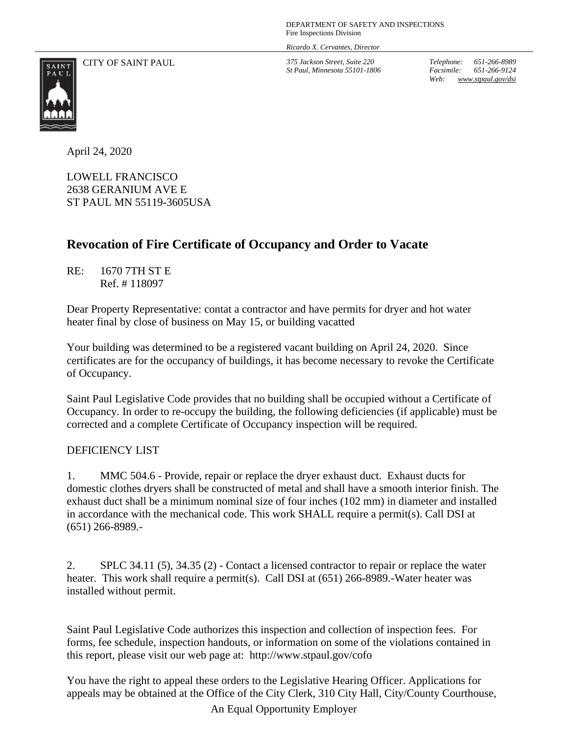DEPARTMENT OF SAFETY AND INSPECTIONS
Fire Inspections Division

*Ricardo X. Cervantes, Director*

CITY OF SAINT PAUL

*375 Jackson Street, Suite 220*
*St Paul, Minnesota 55101-1806*

*Telephone: 651-266-8989*
*Facsimile: 651-266-9124*
*Web: www.stpaul.gov/dsi*

April 24, 2020

LOWELL FRANCISCO
2638 GERANIUM AVE E
ST PAUL MN 55119-3605USA

## Revocation of Fire Certificate of Occupancy and Order to Vacate

RE: 1670 7TH ST E
Ref. # 118097

Dear Property Representative: contat a contractor and have permits for dryer and hot water heater final by close of business on May 15, or building vacatted

Your building was determined to be a registered vacant building on April 24, 2020. Since certificates are for the occupancy of buildings, it has become necessary to revoke the Certificate of Occupancy.

Saint Paul Legislative Code provides that no building shall be occupied without a Certificate of Occupancy. In order to re-occupy the building, the following deficiencies (if applicable) must be corrected and a complete Certificate of Occupancy inspection will be required.

DEFICIENCY LIST

1. MMC 504.6 - Provide, repair or replace the dryer exhaust duct. Exhaust ducts for domestic clothes dryers shall be constructed of metal and shall have a smooth interior finish. The exhaust duct shall be a minimum nominal size of four inches (102 mm) in diameter and installed in accordance with the mechanical code. This work SHALL require a permit(s). Call DSI at (651) 266-8989.-

2. SPLC 34.11 (5), 34.35 (2) - Contact a licensed contractor to repair or replace the water heater. This work shall require a permit(s). Call DSI at (651) 266-8989.-Water heater was installed without permit.

Saint Paul Legislative Code authorizes this inspection and collection of inspection fees. For forms, fee schedule, inspection handouts, or information on some of the violations contained in this report, please visit our web page at: http://www.stpaul.gov/cofo

You have the right to appeal these orders to the Legislative Hearing Officer. Applications for appeals may be obtained at the Office of the City Clerk, 310 City Hall, City/County Courthouse,

An Equal Opportunity Employer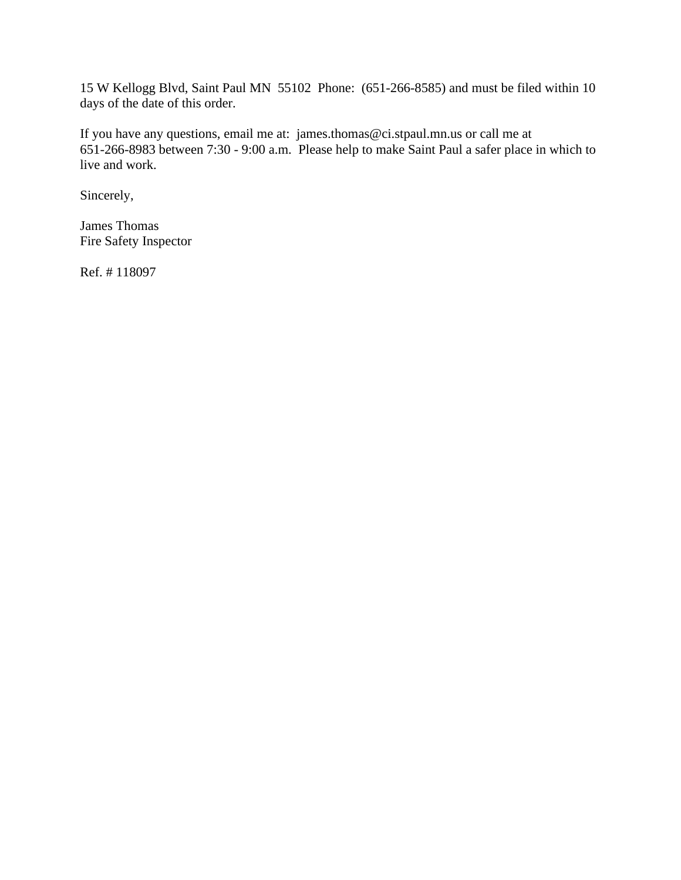15 W Kellogg Blvd, Saint Paul MN  55102  Phone:  (651-266-8585) and must be filed within 10 days of the date of this order.

If you have any questions, email me at:  james.thomas@ci.stpaul.mn.us or call me at 651-266-8983 between 7:30 - 9:00 a.m.  Please help to make Saint Paul a safer place in which to live and work.

Sincerely,

James Thomas  
Fire Safety Inspector

Ref. # 118097